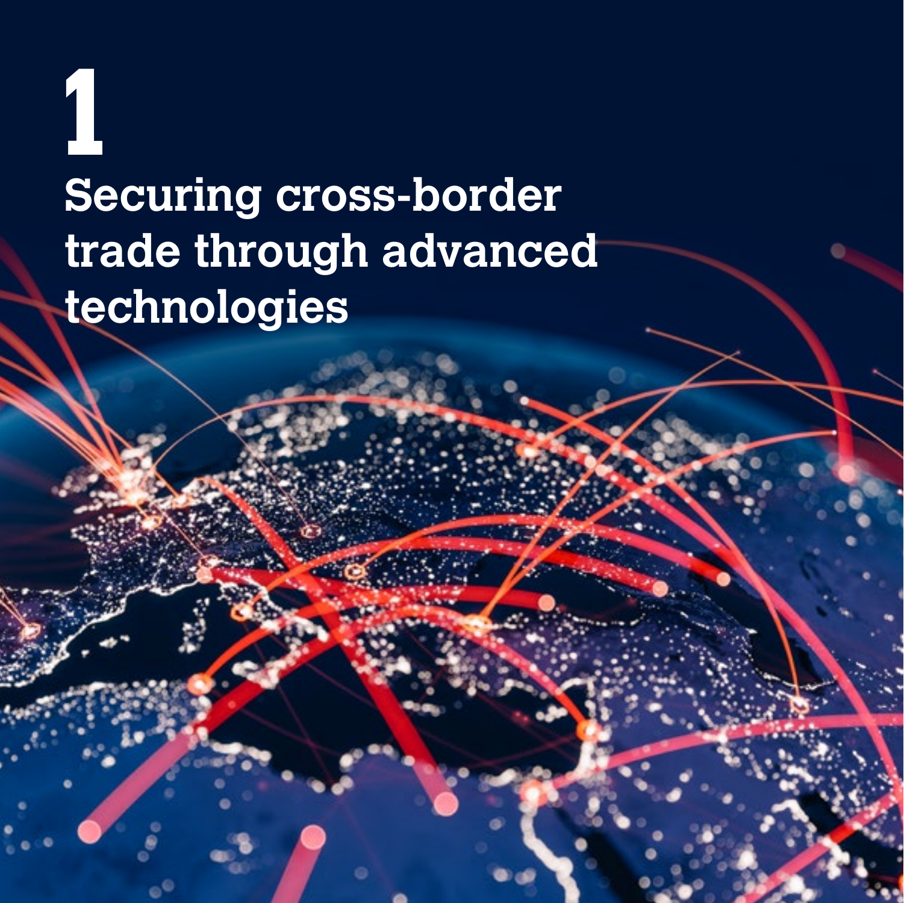# 1

# Securing cross-border trade through advanced technologies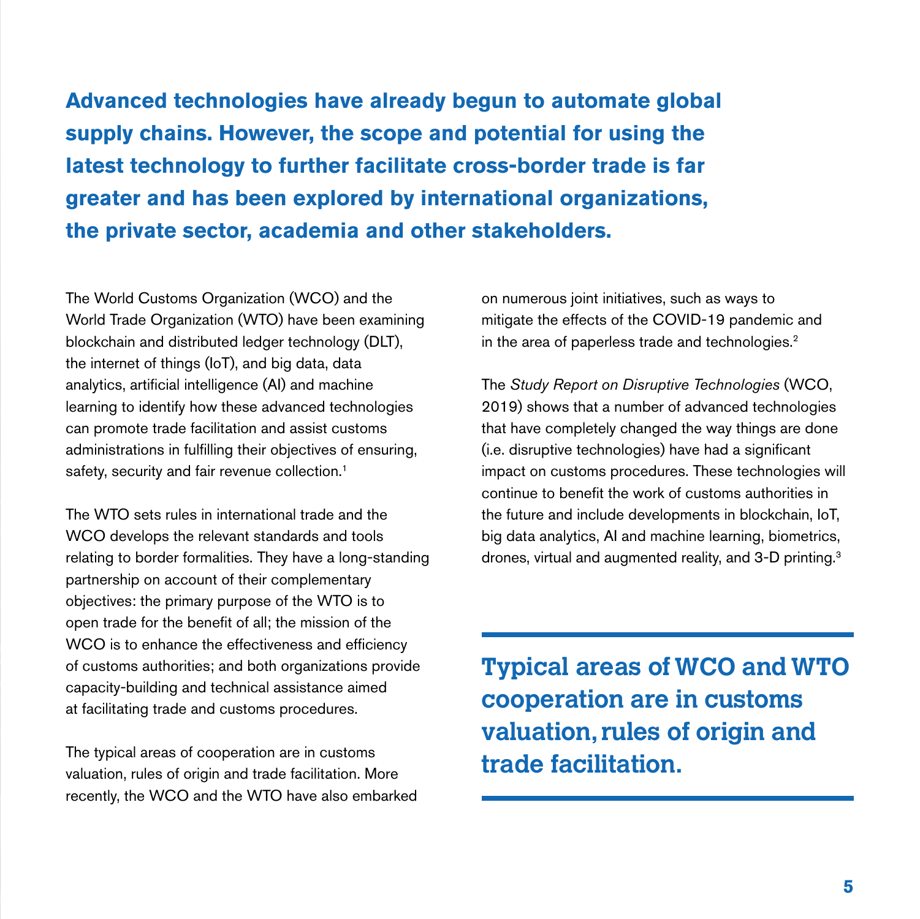**Advanced technologies have already begun to automate global supply chains. However, the scope and potential for using the latest technology to further facilitate cross-border trade is far greater and has been explored by international organizations, the private sector, academia and other stakeholders.**

The World Customs Organization (WCO) and the World Trade Organization (WTO) have been examining blockchain and distributed ledger technology (DLT), the internet of things (IoT), and big data, data analytics, artificial intelligence (AI) and machine learning to identify how these advanced technologies can promote trade facilitation and assist customs administrations in fulfilling their objectives of ensuring, safety, security and fair revenue collection.[1]

The WTO sets rules in international trade and the WCO develops the relevant standards and tools relating to border formalities. They have a long-standing partnership on account of their complementary objectives: the primary purpose of the WTO is to open trade for the benefit of all; the mission of the WCO is to enhance the effectiveness and efficiency of customs authorities; and both organizations provide capacity-building and technical assistance aimed at facilitating trade and customs procedures.

The typical areas of cooperation are in customs valuation, rules of origin and trade facilitation. More recently, the WCO and the WTO have also embarked on numerous joint initiatives, such as ways to mitigate the effects of the COVID-19 pandemic and in the area of paperless trade and technologies.[2]

The *Study Report on Disruptive Technologies* (WCO, 2019) shows that a number of advanced technologies that have completely changed the way things are done (i.e. disruptive technologies) have had a significant impact on customs procedures. These technologies will continue to benefit the work of customs authorities in the future and include developments in blockchain, IoT, big data analytics, AI and machine learning, biometrics, drones, virtual and augmented reality, and 3-D printing.[3]

**Typical areas of WCO and WTO cooperation are in customs valuation, rules of origin and trade facilitation.**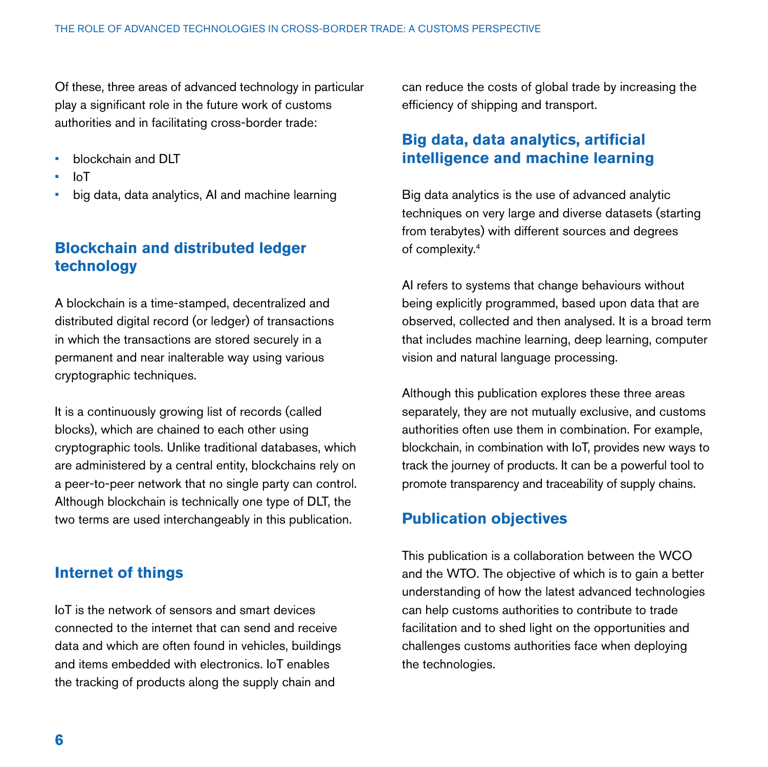Of these, three areas of advanced technology in particular play a significant role in the future work of customs authorities and in facilitating cross-border trade:

- blockchain and DLT
- IoT
- big data, data analytics, AI and machine learning

## Blockchain and distributed ledger technology

A blockchain is a time-stamped, decentralized and distributed digital record (or ledger) of transactions in which the transactions are stored securely in a permanent and near inalterable way using various cryptographic techniques.

It is a continuously growing list of records (called blocks), which are chained to each other using cryptographic tools. Unlike traditional databases, which are administered by a central entity, blockchains rely on a peer-to-peer network that no single party can control. Although blockchain is technically one type of DLT, the two terms are used interchangeably in this publication.

## Internet of things

IoT is the network of sensors and smart devices connected to the internet that can send and receive data and which are often found in vehicles, buildings and items embedded with electronics. IoT enables the tracking of products along the supply chain and can reduce the costs of global trade by increasing the efficiency of shipping and transport.

## Big data, data analytics, artificial intelligence and machine learning

Big data analytics is the use of advanced analytic techniques on very large and diverse datasets (starting from terabytes) with different sources and degrees of complexity.[4]

AI refers to systems that change behaviours without being explicitly programmed, based upon data that are observed, collected and then analysed. It is a broad term that includes machine learning, deep learning, computer vision and natural language processing.

Although this publication explores these three areas separately, they are not mutually exclusive, and customs authorities often use them in combination. For example, blockchain, in combination with IoT, provides new ways to track the journey of products. It can be a powerful tool to promote transparency and traceability of supply chains.

## Publication objectives

This publication is a collaboration between the WCO and the WTO. The objective of which is to gain a better understanding of how the latest advanced technologies can help customs authorities to contribute to trade facilitation and to shed light on the opportunities and challenges customs authorities face when deploying the technologies.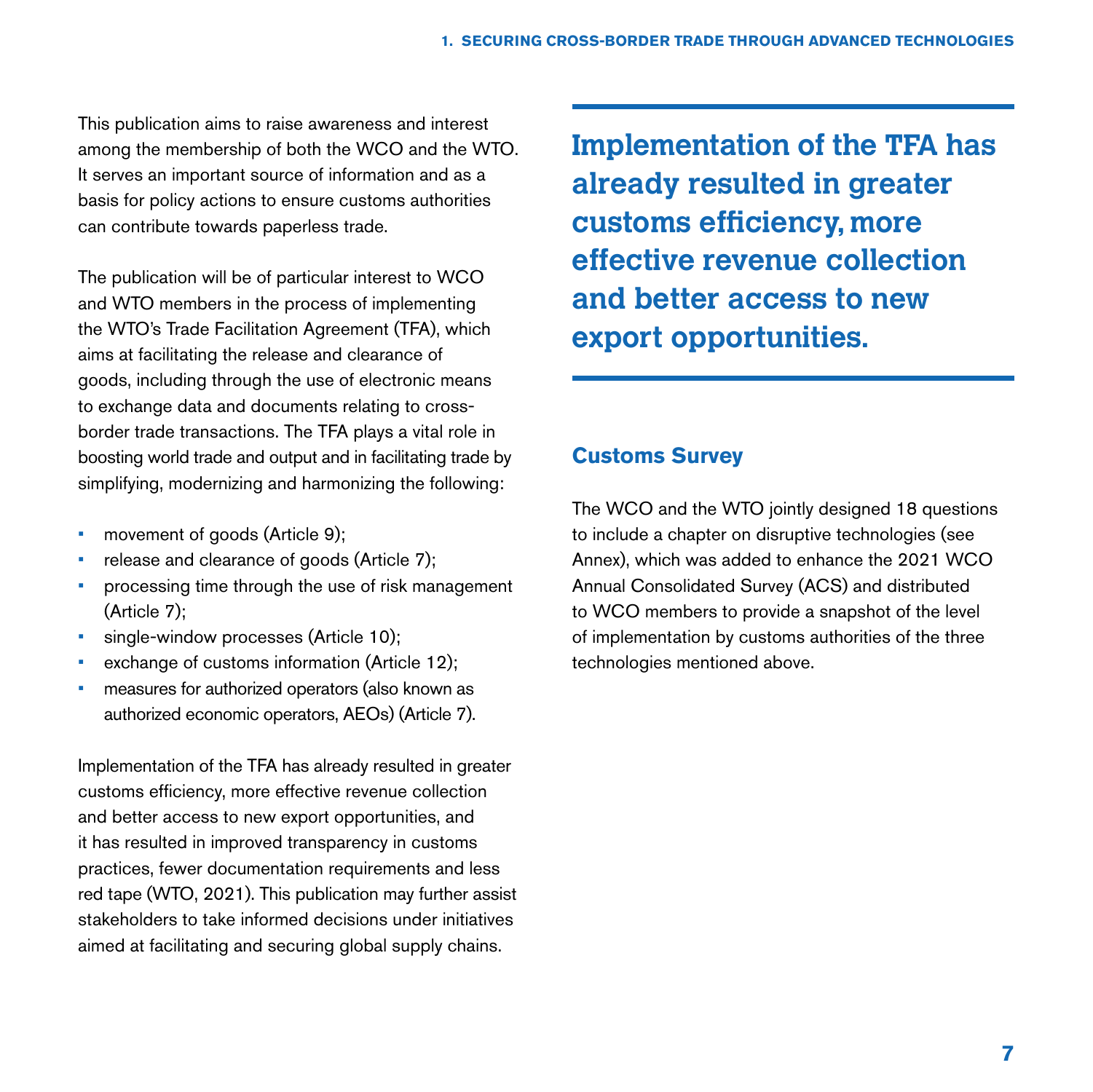This publication aims to raise awareness and interest among the membership of both the WCO and the WTO. It serves an important source of information and as a basis for policy actions to ensure customs authorities can contribute towards paperless trade.

The publication will be of particular interest to WCO and WTO members in the process of implementing the WTO's Trade Facilitation Agreement (TFA), which aims at facilitating the release and clearance of goods, including through the use of electronic means to exchange data and documents relating to cross-border trade transactions. The TFA plays a vital role in boosting world trade and output and in facilitating trade by simplifying, modernizing and harmonizing the following:

- movement of goods (Article 9);
- release and clearance of goods (Article 7);
- processing time through the use of risk management (Article 7);
- single-window processes (Article 10);
- exchange of customs information (Article 12);
- measures for authorized operators (also known as authorized economic operators, AEOs) (Article 7).

Implementation of the TFA has already resulted in greater customs efficiency, more effective revenue collection and better access to new export opportunities, and it has resulted in improved transparency in customs practices, fewer documentation requirements and less red tape (WTO, 2021). This publication may further assist stakeholders to take informed decisions under initiatives aimed at facilitating and securing global supply chains.

**Implementation of the TFA has already resulted in greater customs efficiency, more effective revenue collection and better access to new export opportunities.**

## Customs Survey

The WCO and the WTO jointly designed 18 questions to include a chapter on disruptive technologies (see Annex), which was added to enhance the 2021 WCO Annual Consolidated Survey (ACS) and distributed to WCO members to provide a snapshot of the level of implementation by customs authorities of the three technologies mentioned above.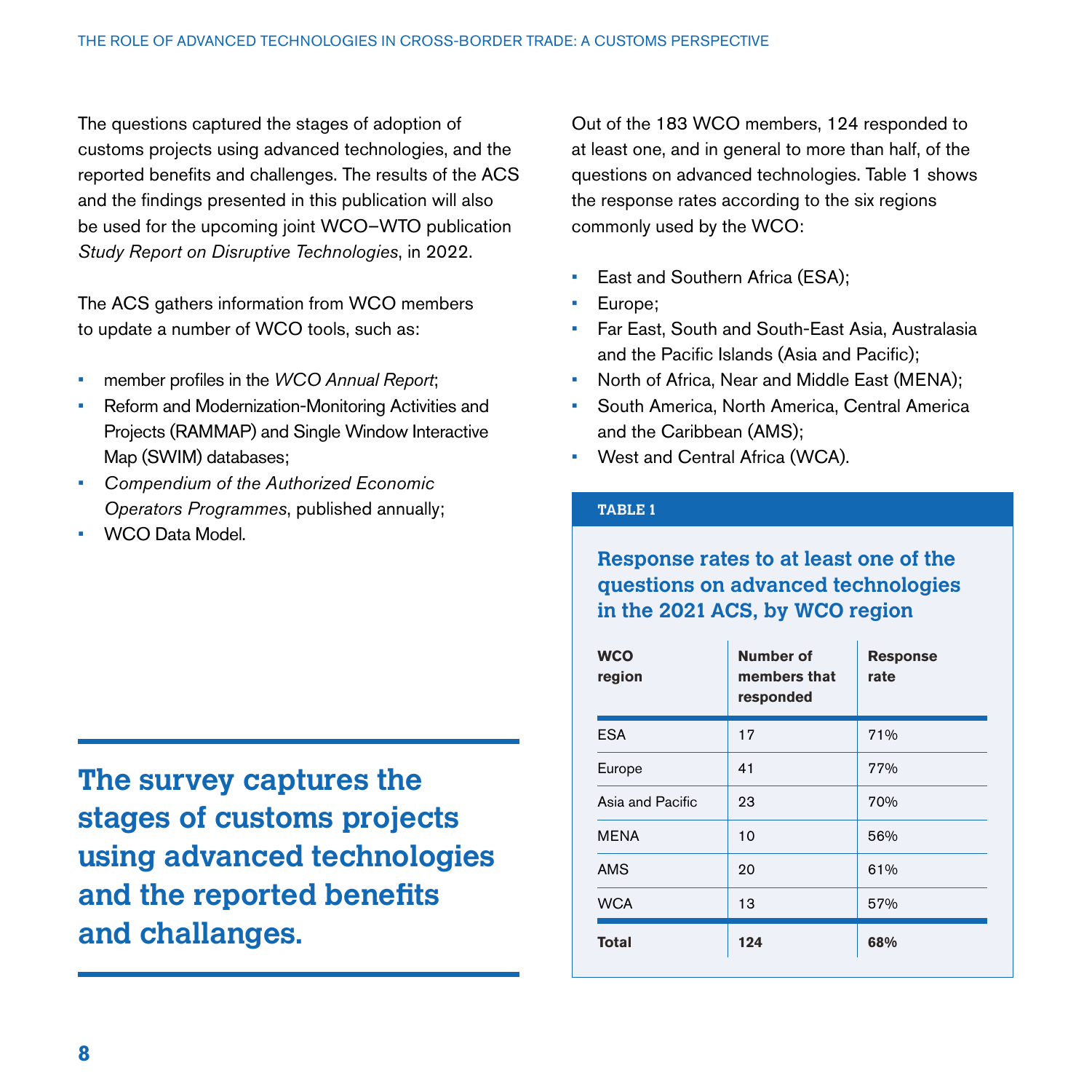The questions captured the stages of adoption of customs projects using advanced technologies, and the reported benefits and challenges. The results of the ACS and the findings presented in this publication will also be used for the upcoming joint WCO–WTO publication *Study Report on Disruptive Technologies*, in 2022.

The ACS gathers information from WCO members to update a number of WCO tools, such as:

- member profiles in the *WCO Annual Report*;
- Reform and Modernization-Monitoring Activities and Projects (RAMMAP) and Single Window Interactive Map (SWIM) databases;
- *Compendium of the Authorized Economic Operators Programmes*, published annually;
- WCO Data Model.

**The survey captures the stages of customs projects using advanced technologies and the reported benefits and challanges.**

Out of the 183 WCO members, 124 responded to at least one, and in general to more than half, of the questions on advanced technologies. Table 1 shows the response rates according to the six regions commonly used by the WCO:

- East and Southern Africa (ESA);
- Europe;
- Far East, South and South-East Asia, Australasia and the Pacific Islands (Asia and Pacific);
- North of Africa, Near and Middle East (MENA);
- South America, North America, Central America and the Caribbean (AMS);
- West and Central Africa (WCA).

**TABLE 1**

**Response rates to at least one of the questions on advanced technologies in the 2021 ACS, by WCO region**

| WCO region | Number of members that responded | Response rate |
|---|---|---|
| ESA | 17 | 71% |
| Europe | 41 | 77% |
| Asia and Pacific | 23 | 70% |
| MENA | 10 | 56% |
| AMS | 20 | 61% |
| WCA | 13 | 57% |
| **Total** | **124** | **68%** |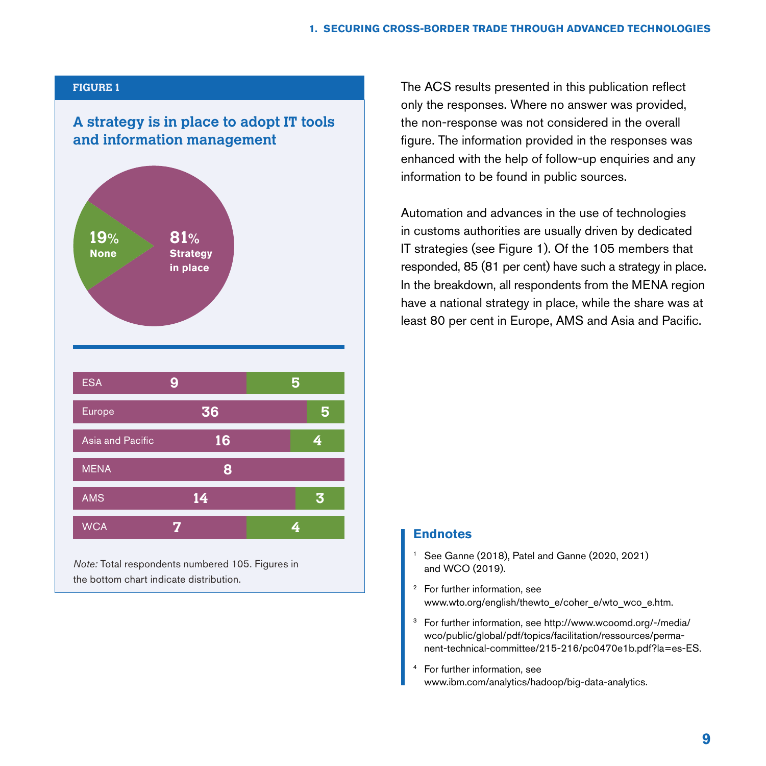**FIGURE 1**

**A strategy is in place to adopt IT tools and information management**

19%
None

81%
Strategy in place

ESA 9 5

Europe 36 5

Asia and Pacific 16 4

MENA 8

AMS 14 3

WCA 7 4

*Note:* Total respondents numbered 105. Figures in the bottom chart indicate distribution.

The ACS results presented in this publication reflect only the responses. Where no answer was provided, the non-response was not considered in the overall figure. The information provided in the responses was enhanced with the help of follow-up enquiries and any information to be found in public sources.

Automation and advances in the use of technologies in customs authorities are usually driven by dedicated IT strategies (see Figure 1). Of the 105 members that responded, 85 (81 per cent) have such a strategy in place. In the breakdown, all respondents from the MENA region have a national strategy in place, while the share was at least 80 per cent in Europe, AMS and Asia and Pacific.

## Endnotes

1. See Ganne (2018), Patel and Ganne (2020, 2021) and WCO (2019).
2. For further information, see www.wto.org/english/thewto_e/coher_e/wto_wco_e.htm.
3. For further information, see http://www.wcoomd.org/-/media/wco/public/global/pdf/topics/facilitation/ressources/permanent-technical-committee/215-216/pc0470e1b.pdf?la=es-ES.
4. For further information, see www.ibm.com/analytics/hadoop/big-data-analytics.